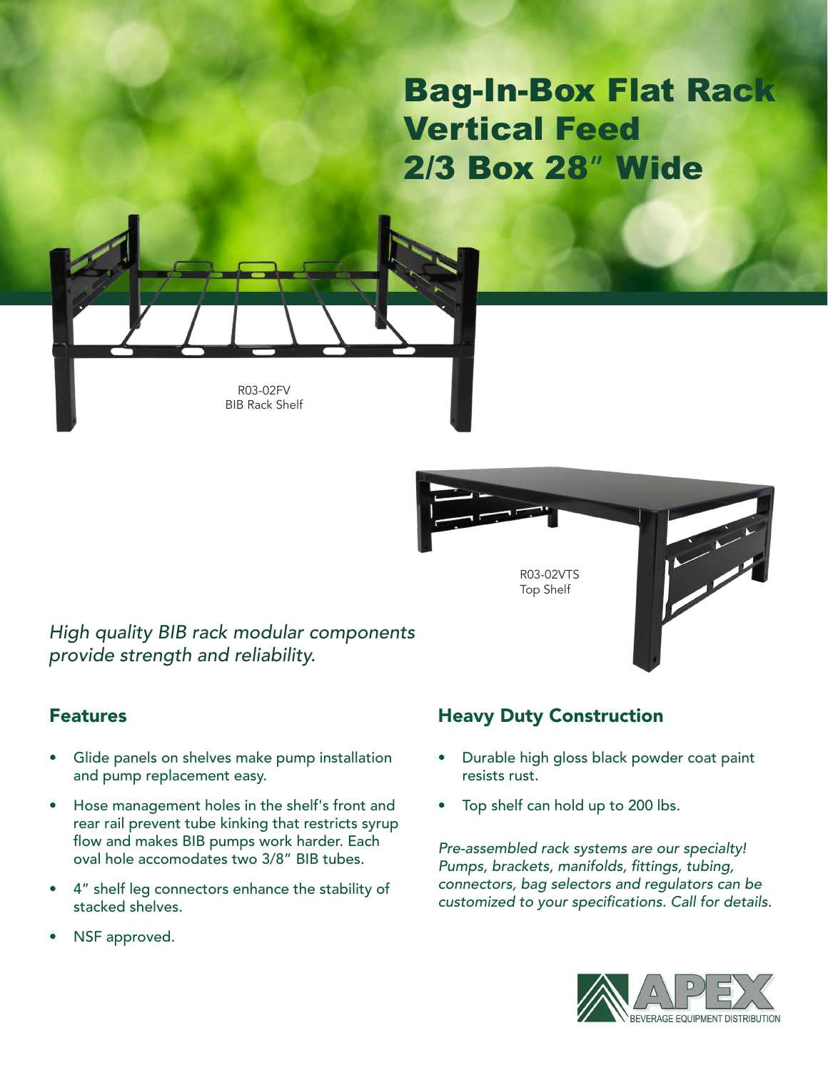# Bag-In-Box Flat Rack Vertical Feed 2/3 Box 28″ Wide

R03-02FV
BIB Rack Shelf

R03-02VTS
Top Shelf

*High quality BIB rack modular components provide strength and reliability.*

## Features

- Glide panels on shelves make pump installation and pump replacement easy.
- Hose management holes in the shelf's front and rear rail prevent tube kinking that restricts syrup flow and makes BIB pumps work harder. Each oval hole accomodates two 3/8″ BIB tubes.
- 4″ shelf leg connectors enhance the stability of stacked shelves.
- NSF approved.

## Heavy Duty Construction

- Durable high gloss black powder coat paint resists rust.
- Top shelf can hold up to 200 lbs.

*Pre-assembled rack systems are our specialty! Pumps, brackets, manifolds, fittings, tubing, connectors, bag selectors and regulators can be customized to your specifications. Call for details.*

APEX
BEVERAGE EQUIPMENT DISTRIBUTION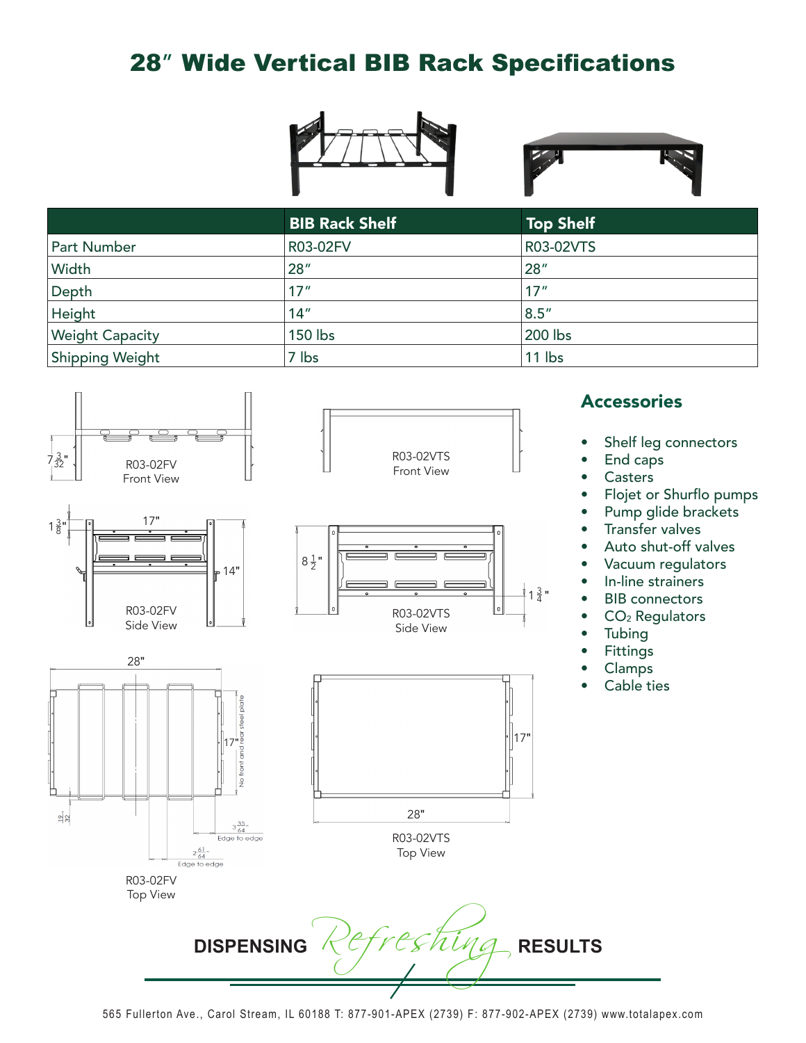# 28″ Wide Vertical BIB Rack Specifications

| | BIB Rack Shelf | Top Shelf |
|---|---|---|
| Part Number | R03-02FV | R03-02VTS |
| Width | 28″ | 28″ |
| Depth | 17″ | 17″ |
| Height | 14″ | 8.5″ |
| Weight Capacity | 150 lbs | 200 lbs |
| Shipping Weight | 7 lbs | 11 lbs |

$7\frac{3}{32}$"

R03-02FV
Front View

R03-02VTS
Front View

$1\frac{3}{8}$"

17"

14"

R03-02FV
Side View

$8\frac{1}{2}$"

$1\frac{3}{4}$"

R03-02VTS
Side View

28"

17"

No front and rear steel plate

$\frac{19}{32}$"

$3\frac{35}{64}$"
Edge to edge

$2\frac{61}{64}$"
Edge to edge

R03-02FV
Top View

17"

28"

R03-02VTS
Top View

## Accessories

- Shelf leg connectors
- End caps
- Casters
- Flojet or Shurflo pumps
- Pump glide brackets
- Transfer valves
- Auto shut-off valves
- Vacuum regulators
- In-line strainers
- BIB connectors
- $CO_2$ Regulators
- Tubing
- Fittings
- Clamps
- Cable ties

DISPENSING *Refreshing* RESULTS

565 Fullerton Ave., Carol Stream, IL 60188 T: 877-901-APEX (2739) F: 877-902-APEX (2739) www.totalapex.com